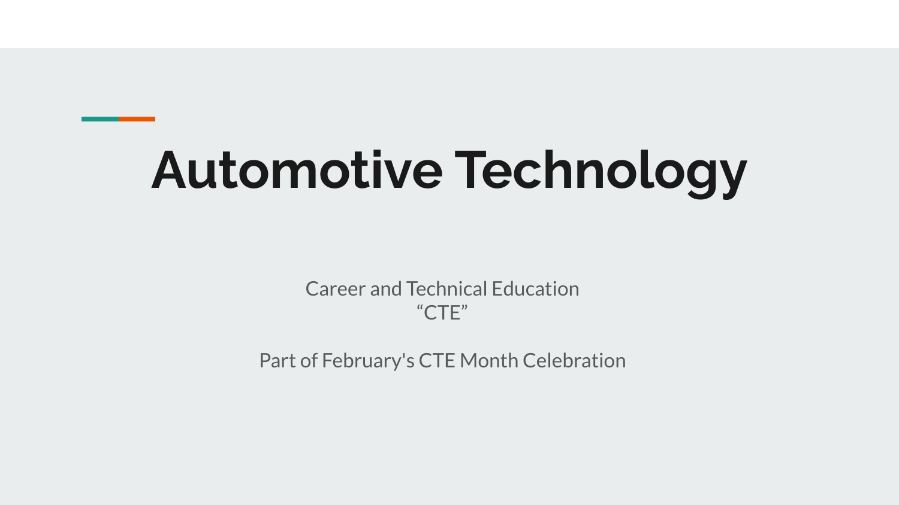# Automotive Technology

Career and Technical Education
“CTE”

Part of February's CTE Month Celebration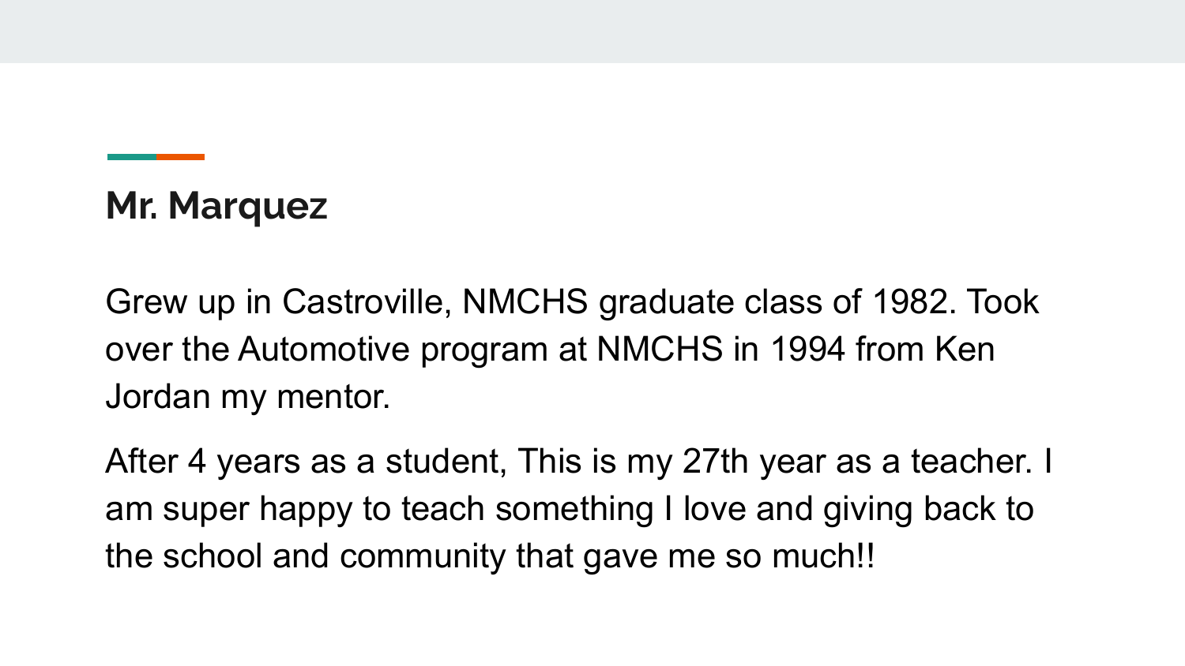## Mr. Marquez

Grew up in Castroville, NMCHS graduate class of 1982. Took over the Automotive program at NMCHS in 1994 from Ken Jordan my mentor.

After 4 years as a student, This is my 27th year as a teacher. I am super happy to teach something I love and giving back to the school and community that gave me so much!!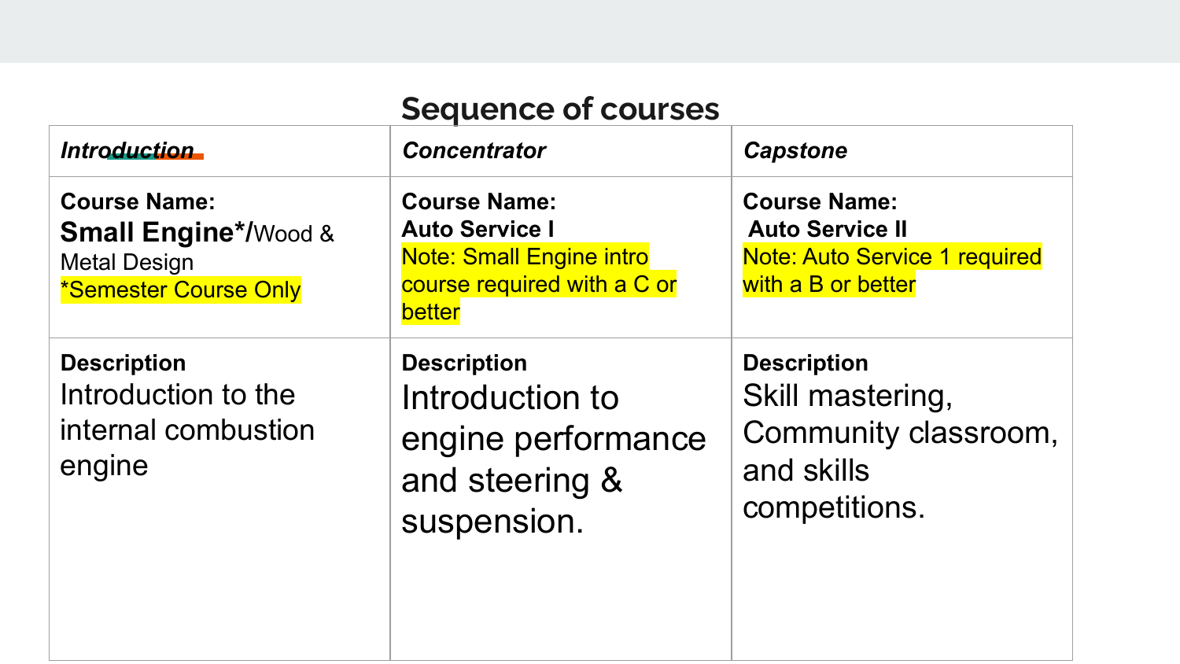## Sequence of courses

| *Introduction* | *Concentrator* | *Capstone* |
| --- | --- | --- |
| **Course Name:** **Small Engine*/**Wood & Metal Design *Semester Course Only | **Course Name:** **Auto Service I** Note: Small Engine intro course required with a C or better | **Course Name:** **Auto Service II** Note: Auto Service 1 required with a B or better |
| **Description** Introduction to the internal combustion engine | **Description** Introduction to engine performance and steering & suspension. | **Description** Skill mastering, Community classroom, and skills competitions. |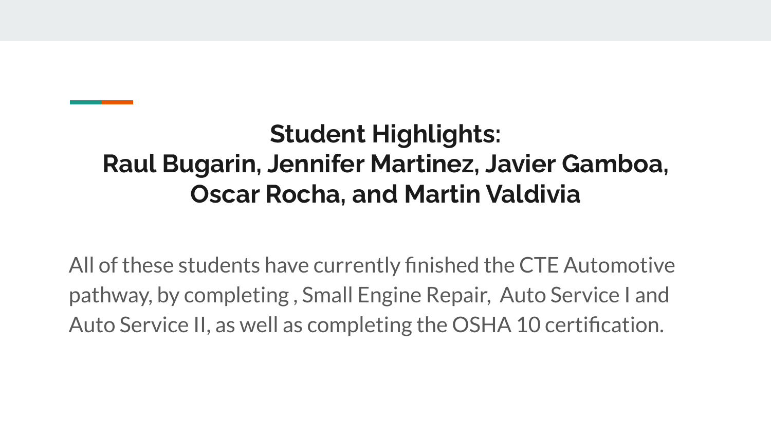## Student Highlights:
## Raul Bugarin, Jennifer Martinez, Javier Gamboa, Oscar Rocha, and Martin Valdivia

All of these students have currently finished the CTE Automotive pathway, by completing , Small Engine Repair, Auto Service I and Auto Service II, as well as completing the OSHA 10 certification.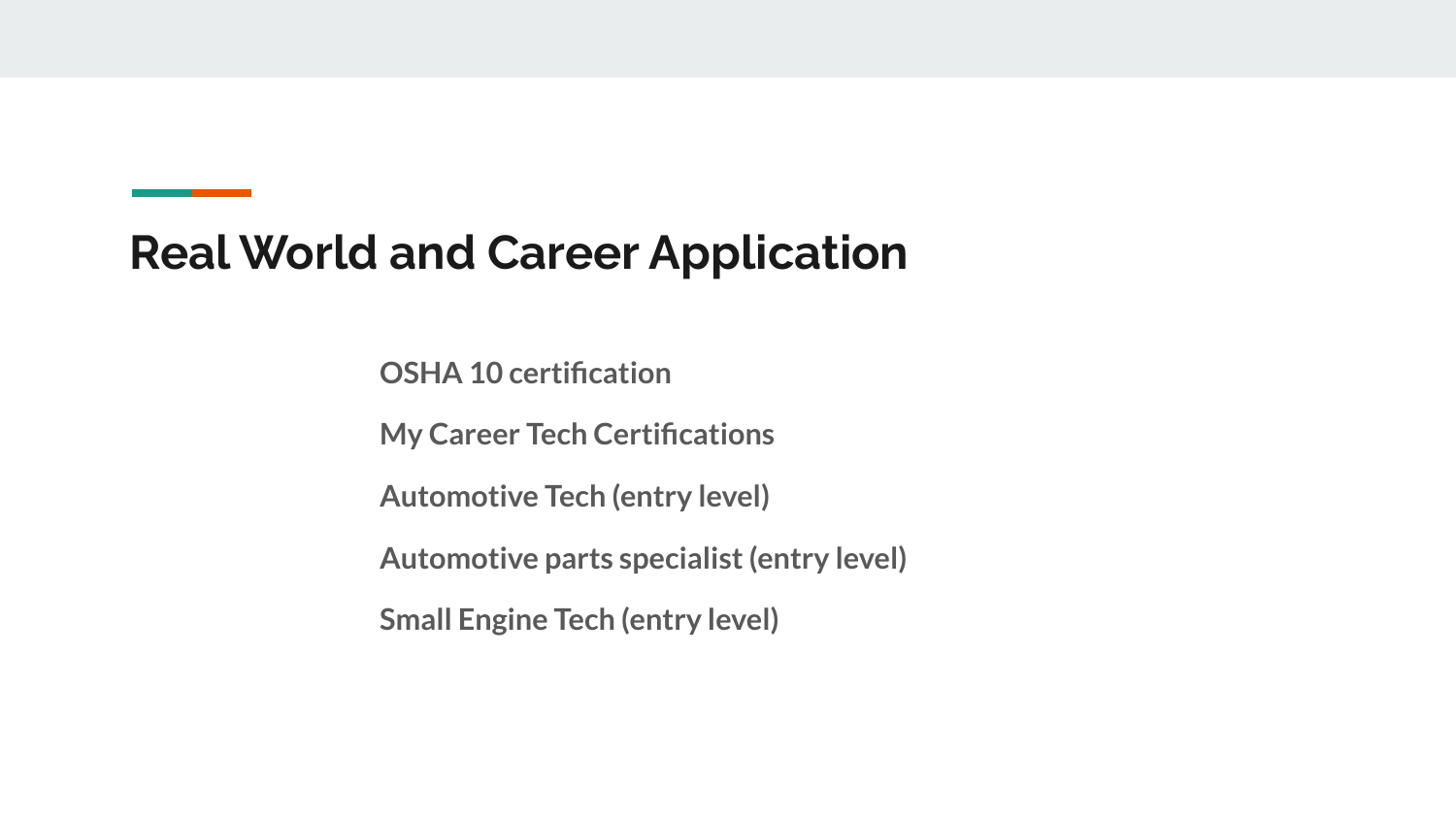# Real World and Career Application

- OSHA 10 certification
- My Career Tech Certifications
- Automotive Tech (entry level)
- Automotive parts specialist (entry level)
- Small Engine Tech (entry level)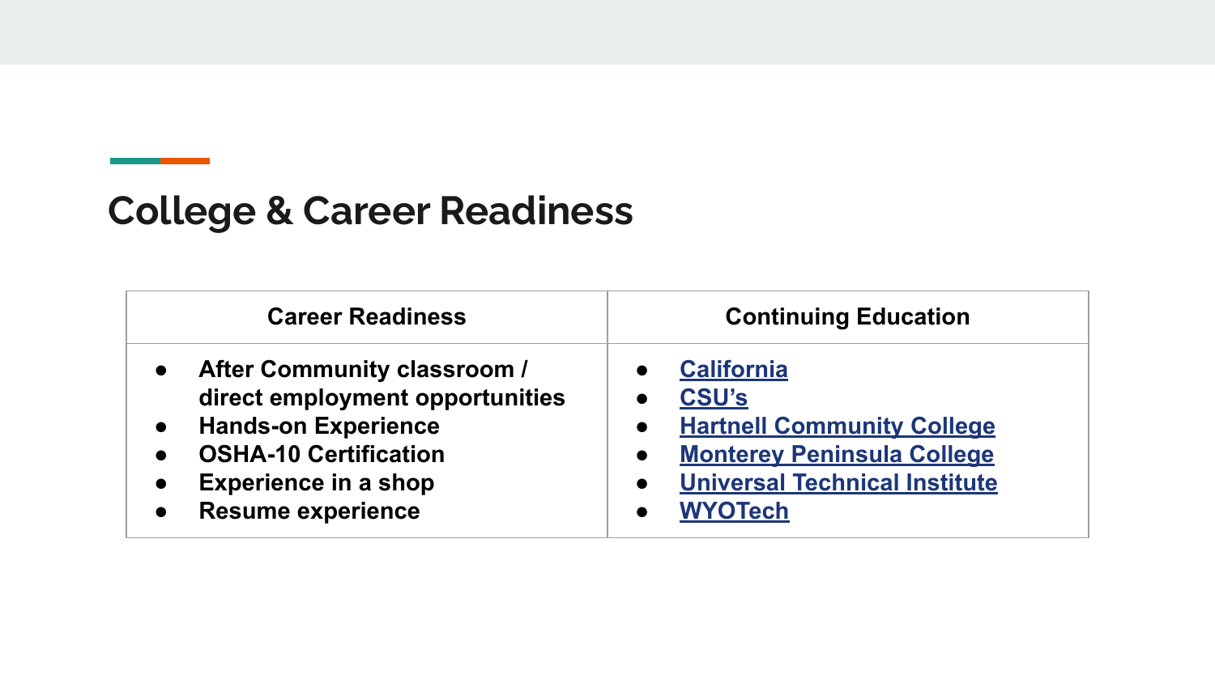# College & Career Readiness

| Career Readiness | Continuing Education |
| --- | --- |
| • After Community classroom / direct employment opportunities<br>• Hands-on Experience<br>• OSHA-10 Certification<br>• Experience in a shop<br>• Resume experience | • California<br>• CSU's<br>• Hartnell Community College<br>• Monterey Peninsula College<br>• Universal Technical Institute<br>• WYOTech |